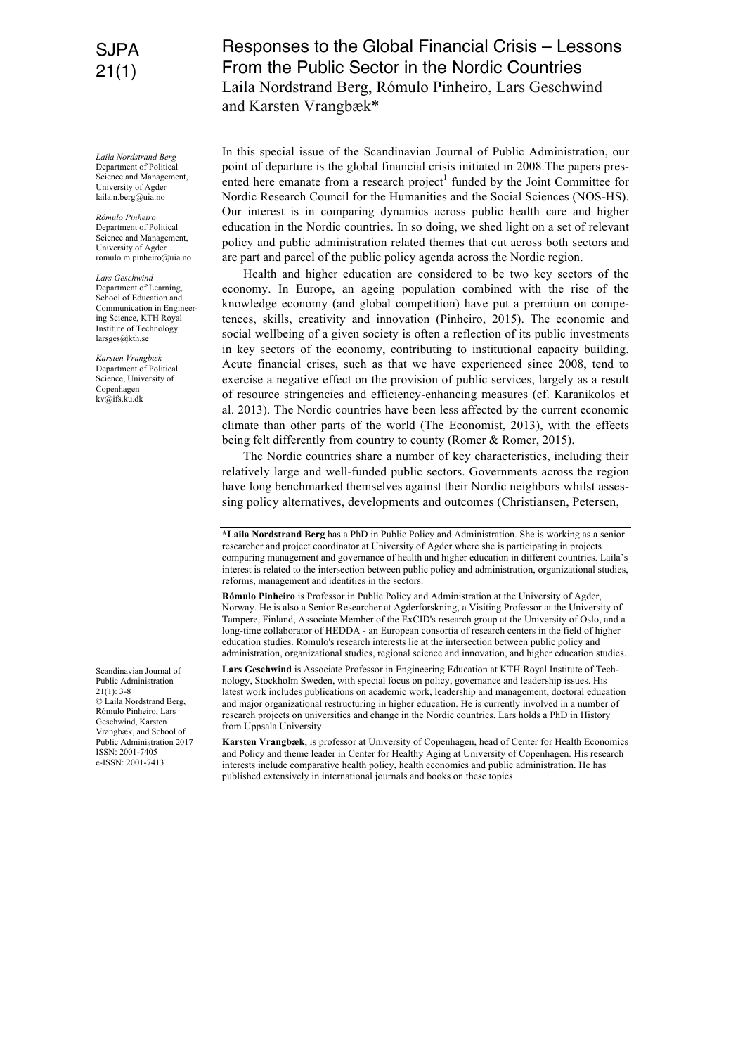# Responses to the Global Financial Crisis – Lessons From the Public Sector in the Nordic Countries

Laila Nordstrand Berg, Rómulo Pinheiro, Lars Geschwind and Karsten Vrangbæk*

*Laila Nordstrand Berg*
Department of Political Science and Management, University of Agder
laila.n.berg@uia.no

*Rómulo Pinheiro*
Department of Political Science and Management, University of Agder
romulo.m.pinheiro@uia.no

*Lars Geschwind*
Department of Learning, School of Education and Communication in Engineering Science, KTH Royal Institute of Technology
larsges@kth.se

*Karsten Vrangbæk*
Department of Political Science, University of Copenhagen
kv@ifs.ku.dk

In this special issue of the Scandinavian Journal of Public Administration, our point of departure is the global financial crisis initiated in 2008.The papers presented here emanate from a research project[1] funded by the Joint Committee for Nordic Research Council for the Humanities and the Social Sciences (NOS-HS). Our interest is in comparing dynamics across public health care and higher education in the Nordic countries. In so doing, we shed light on a set of relevant policy and public administration related themes that cut across both sectors and are part and parcel of the public policy agenda across the Nordic region.

Health and higher education are considered to be two key sectors of the economy. In Europe, an ageing population combined with the rise of the knowledge economy (and global competition) have put a premium on competences, skills, creativity and innovation (Pinheiro, 2015). The economic and social wellbeing of a given society is often a reflection of its public investments in key sectors of the economy, contributing to institutional capacity building. Acute financial crises, such as that we have experienced since 2008, tend to exercise a negative effect on the provision of public services, largely as a result of resource stringencies and efficiency-enhancing measures (cf. Karanikolos et al. 2013). The Nordic countries have been less affected by the current economic climate than other parts of the world (The Economist, 2013), with the effects being felt differently from country to county (Romer & Romer, 2015).

The Nordic countries share a number of key characteristics, including their relatively large and well-funded public sectors. Governments across the region have long benchmarked themselves against their Nordic neighbors whilst assessing policy alternatives, developments and outcomes (Christiansen, Petersen,

---

***Laila Nordstrand Berg** has a PhD in Public Policy and Administration. She is working as a senior researcher and project coordinator at University of Agder where she is participating in projects comparing management and governance of health and higher education in different countries. Laila's interest is related to the intersection between public policy and administration, organizational studies, reforms, management and identities in the sectors.

**Rómulo Pinheiro** is Professor in Public Policy and Administration at the University of Agder, Norway. He is also a Senior Researcher at Agderforskning, a Visiting Professor at the University of Tampere, Finland, Associate Member of the ExCID's research group at the University of Oslo, and a long-time collaborator of HEDDA - an European consortia of research centers in the field of higher education studies. Romulo's research interests lie at the intersection between public policy and administration, organizational studies, regional science and innovation, and higher education studies.

**Lars Geschwind** is Associate Professor in Engineering Education at KTH Royal Institute of Technology, Stockholm Sweden, with special focus on policy, governance and leadership issues. His latest work includes publications on academic work, leadership and management, doctoral education and major organizational restructuring in higher education. He is currently involved in a number of research projects on universities and change in the Nordic countries. Lars holds a PhD in History from Uppsala University.

**Karsten Vrangbæk**, is professor at University of Copenhagen, head of Center for Health Economics and Policy and theme leader in Center for Healthy Aging at University of Copenhagen. His research interests include comparative health policy, health economics and public administration. He has published extensively in international journals and books on these topics.

Scandinavian Journal of Public Administration 21(1): 3-8
© Laila Nordstrand Berg, Rómulo Pinheiro, Lars Geschwind, Karsten Vrangbæk, and School of Public Administration 2017
ISSN: 2001-7405
e-ISSN: 2001-7413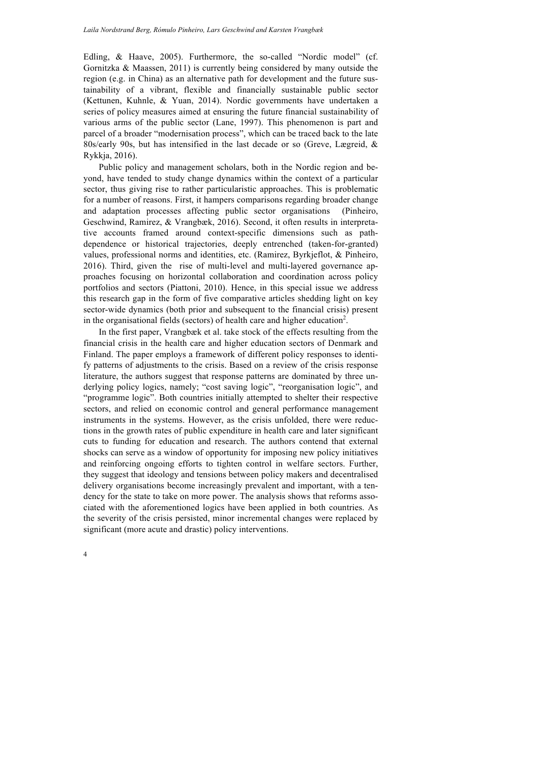Edling, & Haave, 2005). Furthermore, the so-called "Nordic model" (cf. Gornitzka & Maassen, 2011) is currently being considered by many outside the region (e.g. in China) as an alternative path for development and the future sustainability of a vibrant, flexible and financially sustainable public sector (Kettunen, Kuhnle, & Yuan, 2014). Nordic governments have undertaken a series of policy measures aimed at ensuring the future financial sustainability of various arms of the public sector (Lane, 1997). This phenomenon is part and parcel of a broader "modernisation process", which can be traced back to the late 80s/early 90s, but has intensified in the last decade or so (Greve, Lægreid, & Rykkja, 2016).

Public policy and management scholars, both in the Nordic region and beyond, have tended to study change dynamics within the context of a particular sector, thus giving rise to rather particularistic approaches. This is problematic for a number of reasons. First, it hampers comparisons regarding broader change and adaptation processes affecting public sector organisations (Pinheiro, Geschwind, Ramirez, & Vrangbæk, 2016). Second, it often results in interpretative accounts framed around context-specific dimensions such as path-dependence or historical trajectories, deeply entrenched (taken-for-granted) values, professional norms and identities, etc. (Ramirez, Byrkjeflot, & Pinheiro, 2016). Third, given the rise of multi-level and multi-layered governance approaches focusing on horizontal collaboration and coordination across policy portfolios and sectors (Piattoni, 2010). Hence, in this special issue we address this research gap in the form of five comparative articles shedding light on key sector-wide dynamics (both prior and subsequent to the financial crisis) present in the organisational fields (sectors) of health care and higher education[2].

In the first paper, Vrangbæk et al. take stock of the effects resulting from the financial crisis in the health care and higher education sectors of Denmark and Finland. The paper employs a framework of different policy responses to identify patterns of adjustments to the crisis. Based on a review of the crisis response literature, the authors suggest that response patterns are dominated by three underlying policy logics, namely; "cost saving logic", "reorganisation logic", and "programme logic". Both countries initially attempted to shelter their respective sectors, and relied on economic control and general performance management instruments in the systems. However, as the crisis unfolded, there were reductions in the growth rates of public expenditure in health care and later significant cuts to funding for education and research. The authors contend that external shocks can serve as a window of opportunity for imposing new policy initiatives and reinforcing ongoing efforts to tighten control in welfare sectors. Further, they suggest that ideology and tensions between policy makers and decentralised delivery organisations become increasingly prevalent and important, with a tendency for the state to take on more power. The analysis shows that reforms associated with the aforementioned logics have been applied in both countries. As the severity of the crisis persisted, minor incremental changes were replaced by significant (more acute and drastic) policy interventions.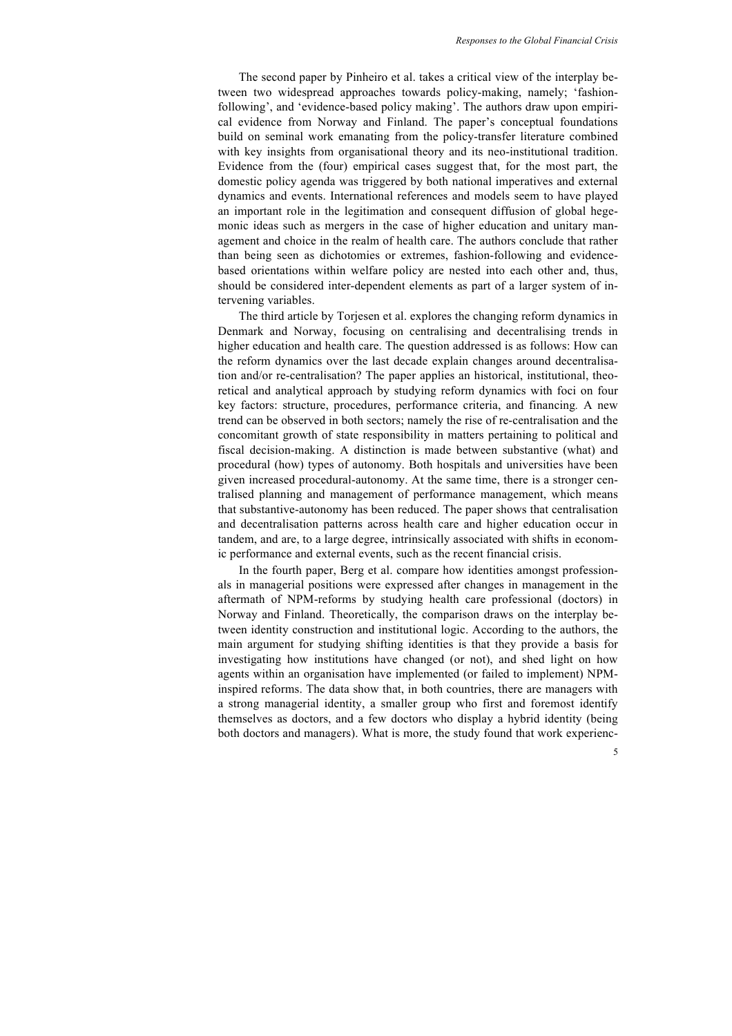The second paper by Pinheiro et al. takes a critical view of the interplay between two widespread approaches towards policy-making, namely; 'fashion-following', and 'evidence-based policy making'. The authors draw upon empirical evidence from Norway and Finland. The paper's conceptual foundations build on seminal work emanating from the policy-transfer literature combined with key insights from organisational theory and its neo-institutional tradition. Evidence from the (four) empirical cases suggest that, for the most part, the domestic policy agenda was triggered by both national imperatives and external dynamics and events. International references and models seem to have played an important role in the legitimation and consequent diffusion of global hegemonic ideas such as mergers in the case of higher education and unitary management and choice in the realm of health care. The authors conclude that rather than being seen as dichotomies or extremes, fashion-following and evidence-based orientations within welfare policy are nested into each other and, thus, should be considered inter-dependent elements as part of a larger system of intervening variables.

The third article by Torjesen et al. explores the changing reform dynamics in Denmark and Norway, focusing on centralising and decentralising trends in higher education and health care. The question addressed is as follows: How can the reform dynamics over the last decade explain changes around decentralisation and/or re-centralisation? The paper applies an historical, institutional, theoretical and analytical approach by studying reform dynamics with foci on four key factors: structure, procedures, performance criteria, and financing*.* A new trend can be observed in both sectors; namely the rise of re-centralisation and the concomitant growth of state responsibility in matters pertaining to political and fiscal decision-making. A distinction is made between substantive (what) and procedural (how) types of autonomy. Both hospitals and universities have been given increased procedural-autonomy. At the same time, there is a stronger centralised planning and management of performance management, which means that substantive-autonomy has been reduced. The paper shows that centralisation and decentralisation patterns across health care and higher education occur in tandem, and are, to a large degree, intrinsically associated with shifts in economic performance and external events, such as the recent financial crisis.

In the fourth paper, Berg et al. compare how identities amongst professionals in managerial positions were expressed after changes in management in the aftermath of NPM-reforms by studying health care professional (doctors) in Norway and Finland. Theoretically, the comparison draws on the interplay between identity construction and institutional logic. According to the authors, the main argument for studying shifting identities is that they provide a basis for investigating how institutions have changed (or not), and shed light on how agents within an organisation have implemented (or failed to implement) NPM-inspired reforms. The data show that, in both countries, there are managers with a strong managerial identity, a smaller group who first and foremost identify themselves as doctors, and a few doctors who display a hybrid identity (being both doctors and managers). What is more, the study found that work experienc-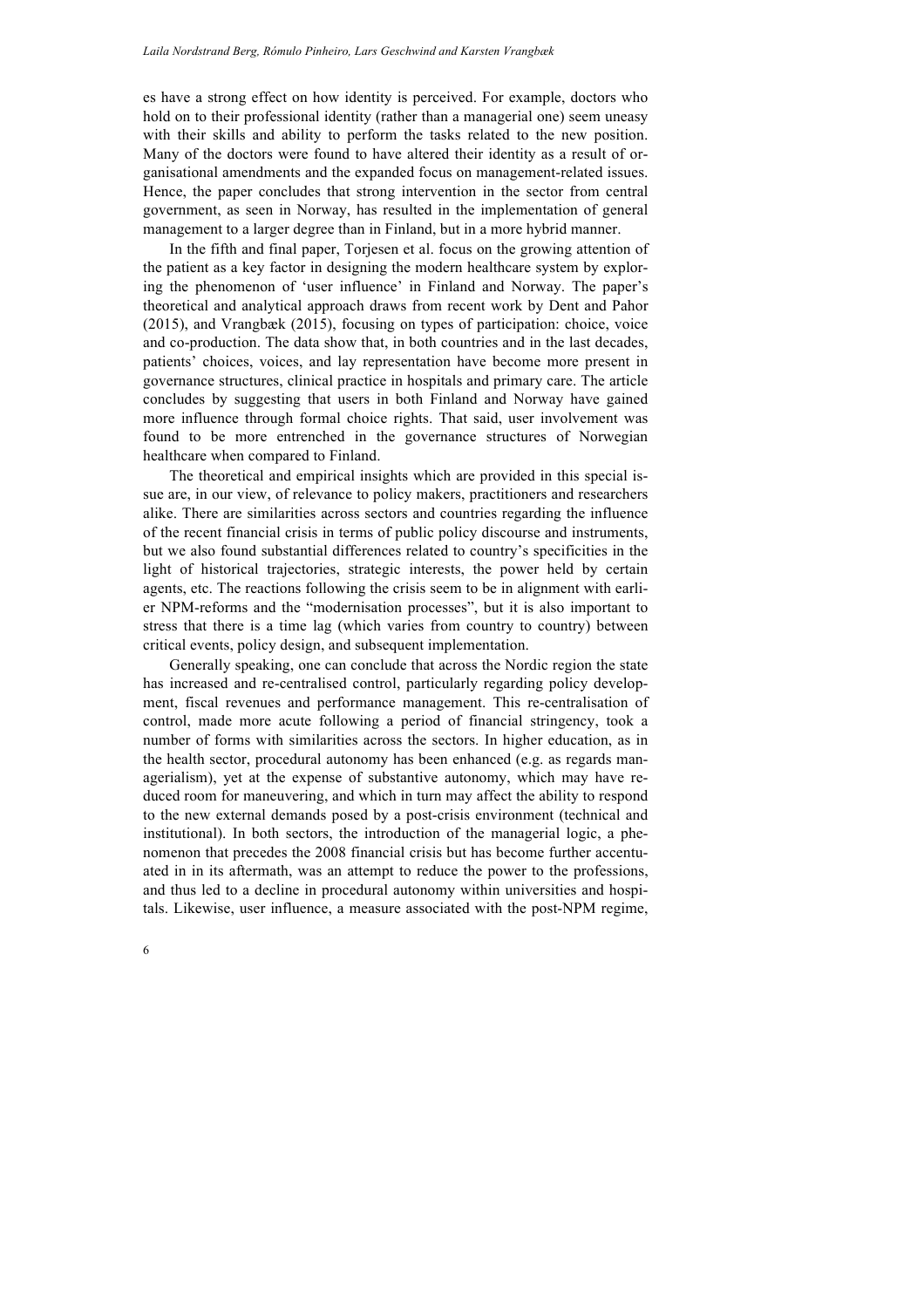es have a strong effect on how identity is perceived. For example, doctors who hold on to their professional identity (rather than a managerial one) seem uneasy with their skills and ability to perform the tasks related to the new position. Many of the doctors were found to have altered their identity as a result of organisational amendments and the expanded focus on management-related issues. Hence, the paper concludes that strong intervention in the sector from central government, as seen in Norway, has resulted in the implementation of general management to a larger degree than in Finland, but in a more hybrid manner.

In the fifth and final paper, Torjesen et al. focus on the growing attention of the patient as a key factor in designing the modern healthcare system by exploring the phenomenon of 'user influence' in Finland and Norway. The paper's theoretical and analytical approach draws from recent work by Dent and Pahor (2015), and Vrangbæk (2015), focusing on types of participation: choice, voice and co-production. The data show that, in both countries and in the last decades, patients' choices, voices, and lay representation have become more present in governance structures, clinical practice in hospitals and primary care. The article concludes by suggesting that users in both Finland and Norway have gained more influence through formal choice rights. That said, user involvement was found to be more entrenched in the governance structures of Norwegian healthcare when compared to Finland.

The theoretical and empirical insights which are provided in this special issue are, in our view, of relevance to policy makers, practitioners and researchers alike. There are similarities across sectors and countries regarding the influence of the recent financial crisis in terms of public policy discourse and instruments, but we also found substantial differences related to country's specificities in the light of historical trajectories, strategic interests, the power held by certain agents, etc. The reactions following the crisis seem to be in alignment with earlier NPM-reforms and the "modernisation processes", but it is also important to stress that there is a time lag (which varies from country to country) between critical events, policy design, and subsequent implementation.

Generally speaking, one can conclude that across the Nordic region the state has increased and re-centralised control, particularly regarding policy development, fiscal revenues and performance management. This re-centralisation of control, made more acute following a period of financial stringency, took a number of forms with similarities across the sectors. In higher education, as in the health sector, procedural autonomy has been enhanced (e.g. as regards managerialism), yet at the expense of substantive autonomy, which may have reduced room for maneuvering, and which in turn may affect the ability to respond to the new external demands posed by a post-crisis environment (technical and institutional). In both sectors, the introduction of the managerial logic, a phenomenon that precedes the 2008 financial crisis but has become further accentuated in in its aftermath, was an attempt to reduce the power to the professions, and thus led to a decline in procedural autonomy within universities and hospitals. Likewise, user influence, a measure associated with the post-NPM regime,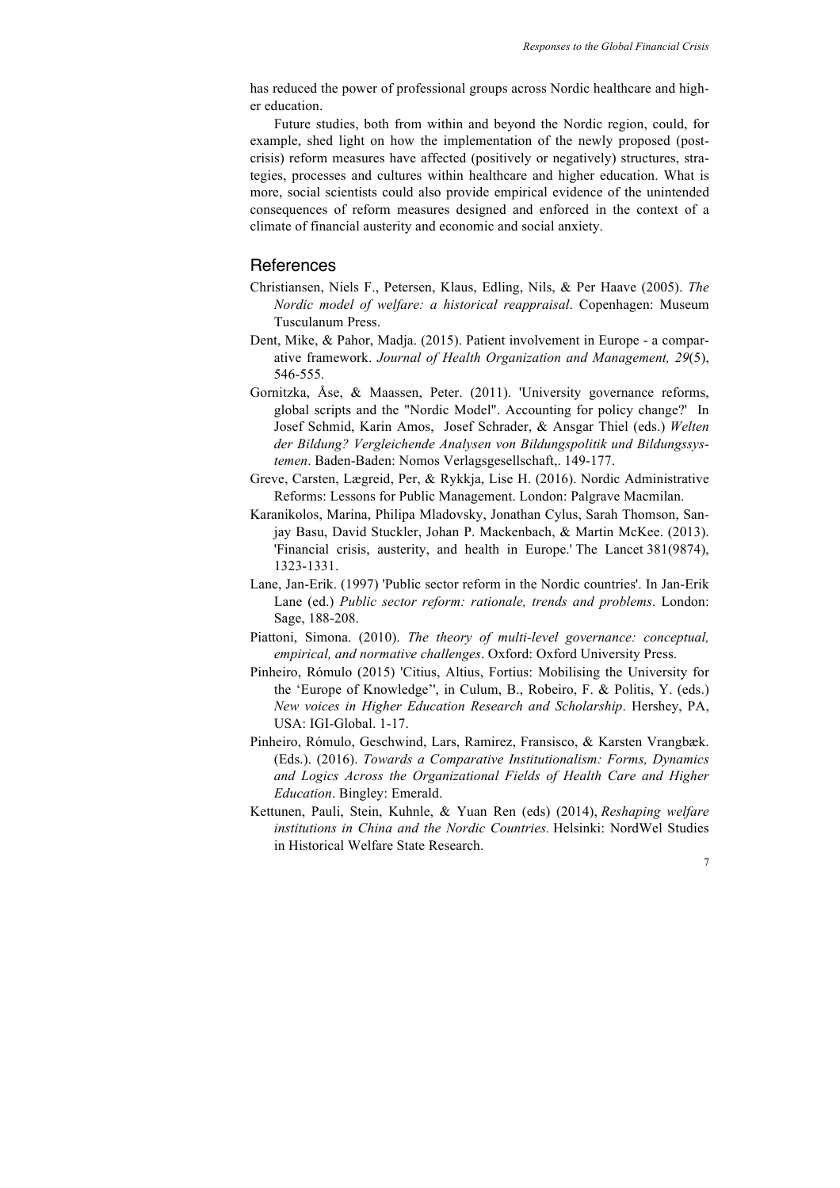has reduced the power of professional groups across Nordic healthcare and higher education.

Future studies, both from within and beyond the Nordic region, could, for example, shed light on how the implementation of the newly proposed (post-crisis) reform measures have affected (positively or negatively) structures, strategies, processes and cultures within healthcare and higher education. What is more, social scientists could also provide empirical evidence of the unintended consequences of reform measures designed and enforced in the context of a climate of financial austerity and economic and social anxiety.

## References

Christiansen, Niels F., Petersen, Klaus, Edling, Nils, & Per Haave (2005). *The Nordic model of welfare: a historical reappraisal*. Copenhagen: Museum Tusculanum Press.

Dent, Mike, & Pahor, Madja. (2015). Patient involvement in Europe - a comparative framework. *Journal of Health Organization and Management, 29*(5), 546-555.

Gornitzka, Åse, & Maassen, Peter. (2011). 'University governance reforms, global scripts and the "Nordic Model". Accounting for policy change?' In Josef Schmid, Karin Amos, Josef Schrader, & Ansgar Thiel (eds.) *Welten der Bildung? Vergleichende Analysen von Bildungspolitik und Bildungssystemen*. Baden-Baden: Nomos Verlagsgesellschaft,. 149-177.

Greve, Carsten, Lægreid, Per, & Rykkja, Lise H. (2016). Nordic Administrative Reforms: Lessons for Public Management. London: Palgrave Macmilan.

Karanikolos, Marina, Philipa Mladovsky, Jonathan Cylus, Sarah Thomson, Sanjay Basu, David Stuckler, Johan P. Mackenbach, & Martin McKee. (2013). 'Financial crisis, austerity, and health in Europe.' The Lancet 381(9874), 1323-1331.

Lane, Jan-Erik. (1997) 'Public sector reform in the Nordic countries'. In Jan-Erik Lane (ed.) *Public sector reform: rationale, trends and problems*. London: Sage, 188-208.

Piattoni, Simona. (2010). *The theory of multi-level governance: conceptual, empirical, and normative challenges*. Oxford: Oxford University Press.

Pinheiro, Rómulo (2015) 'Citius, Altius, Fortius: Mobilising the University for the 'Europe of Knowledge'', in Culum, B., Robeiro, F. & Politis, Y. (eds.) *New voices in Higher Education Research and Scholarship*. Hershey, PA, USA: IGI-Global. 1-17.

Pinheiro, Rómulo, Geschwind, Lars, Ramirez, Fransisco, & Karsten Vrangbæk. (Eds.). (2016). *Towards a Comparative Institutionalism: Forms, Dynamics and Logics Across the Organizational Fields of Health Care and Higher Education*. Bingley: Emerald.

Kettunen, Pauli, Stein, Kuhnle, & Yuan Ren (eds) (2014), *Reshaping welfare institutions in China and the Nordic Countries.* Helsinki: NordWel Studies in Historical Welfare State Research.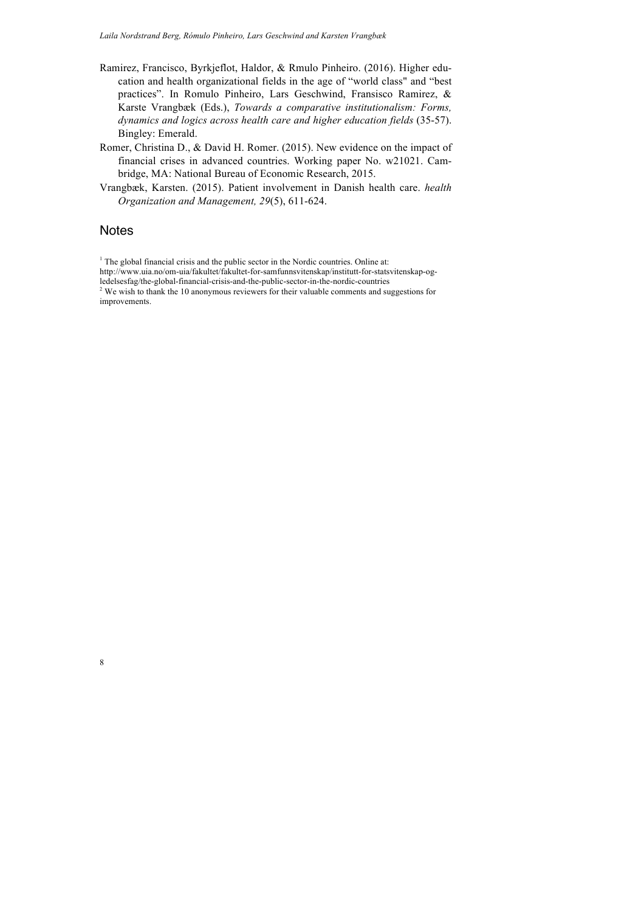Ramirez, Francisco, Byrkjeflot, Haldor, & Rmulo Pinheiro. (2016). Higher education and health organizational fields in the age of "world class" and "best practices". In Romulo Pinheiro, Lars Geschwind, Fransisco Ramirez, & Karste Vrangbæk (Eds.), *Towards a comparative institutionalism: Forms, dynamics and logics across health care and higher education fields* (35-57). Bingley: Emerald.

Romer, Christina D., & David H. Romer. (2015). New evidence on the impact of financial crises in advanced countries. Working paper No. w21021. Cambridge, MA: National Bureau of Economic Research, 2015.

Vrangbæk, Karsten. (2015). Patient involvement in Danish health care. *health Organization and Management, 29*(5), 611-624.

## Notes

[1] The global financial crisis and the public sector in the Nordic countries. Online at: http://www.uia.no/om-uia/fakultet/fakultet-for-samfunnsvitenskap/institutt-for-statsvitenskap-og-ledelsesfag/the-global-financial-crisis-and-the-public-sector-in-the-nordic-countries

[2] We wish to thank the 10 anonymous reviewers for their valuable comments and suggestions for improvements.